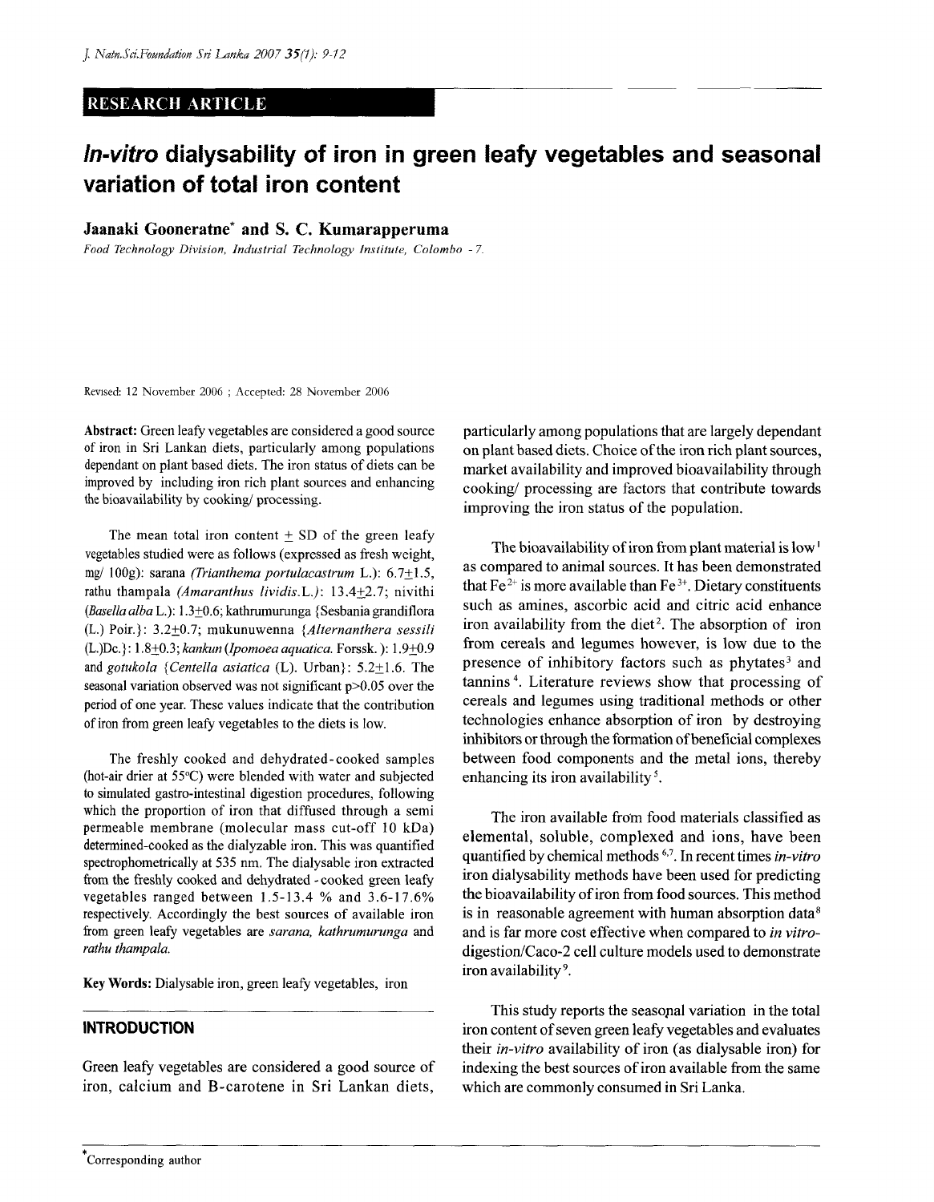RESEARCH ARTICLE

# *In-vitro* dialysability of iron in green leafy vegetables and seasonal variation of total iron content

**Jaanaki Gooneratne*** **and S. C. Kumarapperuma**

*Food Technology Division, Industrial Technology Institute, Colombo - 7.*

Revised: 12 November 2006 ; Accepted: 28 November 2006

**Abstract:** Green leafy vegetables are considered a good source of iron in Sri Lankan diets, particularly among populations dependant on plant based diets. The iron status of diets can be improved by including iron rich plant sources and enhancing the bioavailability by cooking/ processing.

The mean total iron content $\pm$ SD of the green leafy vegetables studied were as follows (expressed as fresh weight, mg/ 100g): sarana *(Trianthema portulacastrum* L.): 6.7$\pm$1.5, rathu thampala *(Amaranthus lividis.*L.*)*: 13.4$\pm$2.7; nivithi *(Basella alba* L.): 1.3$\pm$0.6; kathrumurunga {Sesbania grandiflora (L.) Poir.}: 3.2$\pm$0.7; mukunuwenna {*Alternanthera sessili* (L.)Dc.}: 1.8$\pm$0.3; *kankun* (*Ipomoea aquatica.* Forssk. ): 1.9$\pm$0.9 and *gotukola* {*Centella asiatica* (L). Urban}: 5.2$\pm$1.6. The seasonal variation observed was not significant $p>0.05$ over the period of one year. These values indicate that the contribution of iron from green leafy vegetables to the diets is low.

The freshly cooked and dehydrated-cooked samples (hot-air drier at 55°C) were blended with water and subjected to simulated gastro-intestinal digestion procedures, following which the proportion of iron that diffused through a semi permeable membrane (molecular mass cut-off 10 kDa) determined-cooked as the dialyzable iron. This was quantified spectrophotometrically at 535 nm. The dialysable iron extracted from the freshly cooked and dehydrated - cooked green leafy vegetables ranged between 1.5-13.4 % and 3.6-17.6% respectively. Accordingly the best sources of available iron from green leafy vegetables are *sarana*, *kathrumurunga* and *rathu thampala*.

**Key Words:** Dialysable iron, green leafy vegetables, iron

## INTRODUCTION

Green leafy vegetables are considered a good source of iron, calcium and B-carotene in Sri Lankan diets, particularly among populations that are largely dependant on plant based diets. Choice of the iron rich plant sources, market availability and improved bioavailability through cooking/ processing are factors that contribute towards improving the iron status of the population.

The bioavailability of iron from plant material is low[1] as compared to animal sources. It has been demonstrated that $Fe^{2+}$ is more available than $Fe^{3+}$. Dietary constituents such as amines, ascorbic acid and citric acid enhance iron availability from the diet[2]. The absorption of iron from cereals and legumes however, is low due to the presence of inhibitory factors such as phytates[3] and tannins[4]. Literature reviews show that processing of cereals and legumes using traditional methods or other technologies enhance absorption of iron by destroying inhibitors or through the formation of beneficial complexes between food components and the metal ions, thereby enhancing its iron availability[5].

The iron available from food materials classified as elemental, soluble, complexed and ions, have been quantified by chemical methods[6,7]. In recent times *in-vitro* iron dialysability methods have been used for predicting the bioavailability of iron from food sources. This method is in reasonable agreement with human absorption data[8] and is far more cost effective when compared to *in vitro*-digestion/Caco-2 cell culture models used to demonstrate iron availability[9].

This study reports the seasonal variation in the total iron content of seven green leafy vegetables and evaluates their *in-vitro* availability of iron (as dialysable iron) for indexing the best sources of iron available from the same which are commonly consumed in Sri Lanka.

*Corresponding author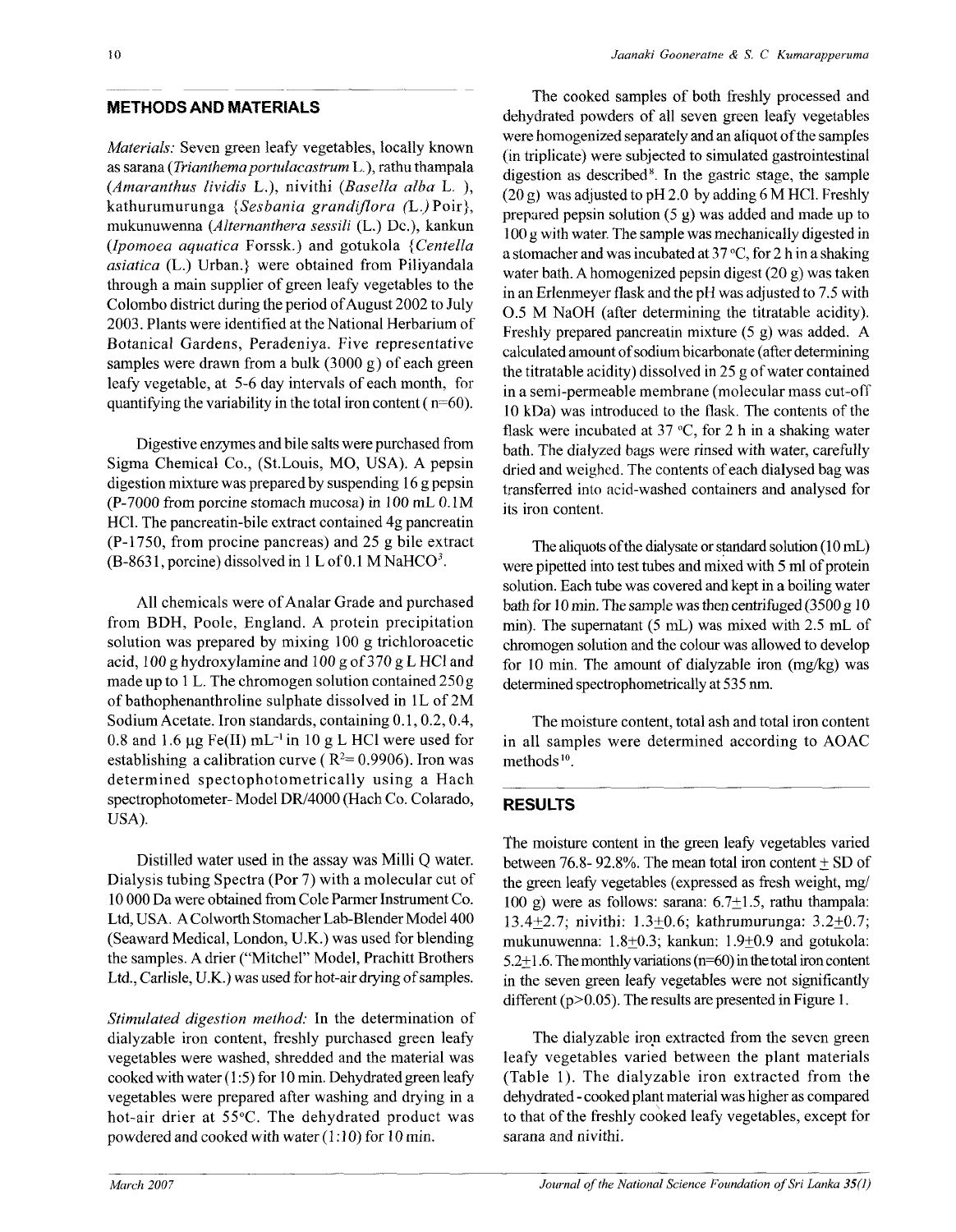## METHODS AND MATERIALS

*Materials:* Seven green leafy vegetables, locally known as sarana (*Trianthema portulacastrum* L.), rathu thampala (*Amaranthus lividis* L.), nivithi (*Basella alba* L. ), kathurumurunga {*Sesbania grandiflora (L.)* Poir}, mukunuwenna (*Alternanthera sessili* (L.) Dc.), kankun (*Ipomoea aquatica* Forssk.) and gotukola {*Centella asiatica* (L.) Urban.} were obtained from Piliyandala through a main supplier of green leafy vegetables to the Colombo district during the period of August 2002 to July 2003. Plants were identified at the National Herbarium of Botanical Gardens, Peradeniya. Five representative samples were drawn from a bulk (3000 g) of each green leafy vegetable, at 5-6 day intervals of each month, for quantifying the variability in the total iron content ( n=60).

Digestive enzymes and bile salts were purchased from Sigma Chemical Co., (St.Louis, MO, USA). A pepsin digestion mixture was prepared by suspending 16 g pepsin (P-7000 from porcine stomach mucosa) in 100 mL 0.1M HCl. The pancreatin-bile extract contained 4g pancreatin (P-1750, from procine pancreas) and 25 g bile extract (B-8631, porcine) dissolved in 1 L of 0.1 M $NaHCO^3$.

All chemicals were of Analar Grade and purchased from BDH, Poole, England. A protein precipitation solution was prepared by mixing 100 g trichloroacetic acid, 100 g hydroxylamine and 100 g of 370 g L HCl and made up to 1 L. The chromogen solution contained 250 g of bathophenanthroline sulphate dissolved in 1L of 2M Sodium Acetate. Iron standards, containing 0.1, 0.2, 0.4, 0.8 and 1.6 µg Fe(II) $mL^{-1}$ in 10 g L HCl were used for establishing a calibration curve ( $R^2$= 0.9906). Iron was determined spectophotometrically using a Hach spectrophotometer- Model DR/4000 (Hach Co. Colarado, USA).

Distilled water used in the assay was Milli Q water. Dialysis tubing Spectra (Por 7) with a molecular cut of 10 000 Da were obtained from Cole Parmer Instrument Co. Ltd, USA. A Colworth Stomacher Lab-Blender Model 400 (Seaward Medical, London, U.K.) was used for blending the samples. A drier ("Mitchel" Model, Prachitt Brothers Ltd., Carlisle, U.K.) was used for hot-air drying of samples.

*Stimulated digestion method:* In the determination of dialyzable iron content, freshly purchased green leafy vegetables were washed, shredded and the material was cooked with water (1:5) for 10 min. Dehydrated green leafy vegetables were prepared after washing and drying in a hot-air drier at 55°C. The dehydrated product was powdered and cooked with water (1:10) for 10 min.

The cooked samples of both freshly processed and dehydrated powders of all seven green leafy vegetables were homogenized separately and an aliquot of the samples (in triplicate) were subjected to simulated gastrointestinal digestion as described[8]. In the gastric stage, the sample (20 g) was adjusted to pH 2.0 by adding 6 M HCl. Freshly prepared pepsin solution (5 g) was added and made up to 100 g with water. The sample was mechanically digested in a stomacher and was incubated at 37 °C, for 2 h in a shaking water bath. A homogenized pepsin digest (20 g) was taken in an Erlenmeyer flask and the pH was adjusted to 7.5 with O.5 M NaOH (after determining the titratable acidity). Freshly prepared pancreatin mixture (5 g) was added. A calculated amount of sodium bicarbonate (after determining the titratable acidity) dissolved in 25 g of water contained in a semi-permeable membrane (molecular mass cut-off 10 kDa) was introduced to the flask. The contents of the flask were incubated at 37 °C, for 2 h in a shaking water bath. The dialyzed bags were rinsed with water, carefully dried and weighed. The contents of each dialysed bag was transferred into acid-washed containers and analysed for its iron content.

The aliquots of the dialysate or standard solution (10 mL) were pipetted into test tubes and mixed with 5 ml of protein solution. Each tube was covered and kept in a boiling water bath for 10 min. The sample was then centrifuged (3500 g 10 min). The supernatant (5 mL) was mixed with 2.5 mL of chromogen solution and the colour was allowed to develop for 10 min. The amount of dialyzable iron (mg/kg) was determined spectrophotometrically at 535 nm.

The moisture content, total ash and total iron content in all samples were determined according to AOAC methods[10].

## RESULTS

The moisture content in the green leafy vegetables varied between 76.8- 92.8%. The mean total iron content ± SD of the green leafy vegetables (expressed as fresh weight, mg/ 100 g) were as follows: sarana: 6.7±1.5, rathu thampala: 13.4±2.7; nivithi: 1.3±0.6; kathrumurunga: 3.2±0.7; mukunuwenna: 1.8±0.3; kankun: 1.9±0.9 and gotukola: 5.2±1.6. The monthly variations (n=60) in the total iron content in the seven green leafy vegetables were not significantly different ($p>0.05$). The results are presented in Figure 1.

The dialyzable iron extracted from the seven green leafy vegetables varied between the plant materials (Table 1). The dialyzable iron extracted from the dehydrated - cooked plant material was higher as compared to that of the freshly cooked leafy vegetables, except for sarana and nivithi.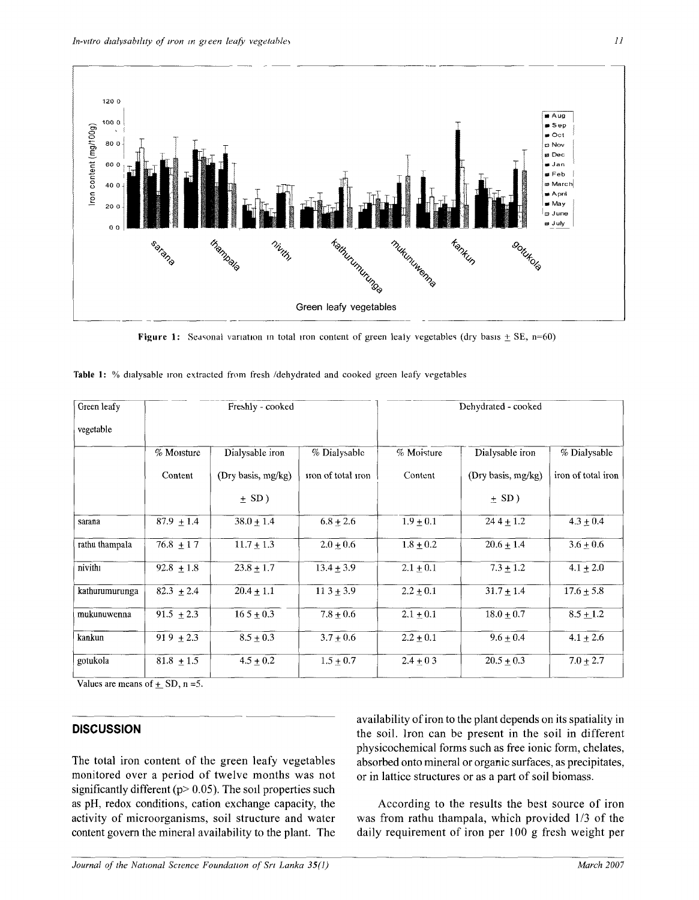Figure 1: Seasonal variation in total iron content of green leafy vegetables (dry basis ± SE, n=60)

Table 1: % dialysable iron extracted from fresh /dehydrated and cooked green leafy vegetables

| Green leafy vegetable | Freshly - cooked | | | Dehydrated - cooked | | |
|---|---|---|---|---|---|---|
| | % Moisture Content | Dialysable iron (Dry basis, mg/kg) ± SD) | % Dialysable iron of total iron | % Moisture Content | Dialysable iron (Dry basis, mg/kg) ± SD) | % Dialysable iron of total iron |
| sarana | 87.9 ± 1.4 | 38.0 ± 1.4 | 6.8 ± 2.6 | 1.9 ± 0.1 | 24.4 ± 1.2 | 4.3 ± 0.4 |
| rathu thampala | 76.8 ± 1.7 | 11.7 ± 1.3 | 2.0 ± 0.6 | 1.8 ± 0.2 | 20.6 ± 1.4 | 3.6 ± 0.6 |
| nivithi | 92.8 ± 1.8 | 23.8 ± 1.7 | 13.4 ± 3.9 | 2.1 ± 0.1 | 7.3 ± 1.2 | 4.1 ± 2.0 |
| kathurumurunga | 82.3 ± 2.4 | 20.4 ± 1.1 | 11.3 ± 3.9 | 2.2 ± 0.1 | 31.7 ± 1.4 | 17.6 ± 5.8 |
| mukunuwenna | 91.5 ± 2.3 | 16.5 ± 0.3 | 7.8 ± 0.6 | 2.1 ± 0.1 | 18.0 ± 0.7 | 8.5 ± 1.2 |
| kankun | 91.9 ± 2.3 | 8.5 ± 0.3 | 3.7 ± 0.6 | 2.2 ± 0.1 | 9.6 ± 0.4 | 4.1 ± 2.6 |
| gotukola | 81.8 ± 1.5 | 4.5 ± 0.2 | 1.5 ± 0.7 | 2.4 ± 0.3 | 20.5 ± 0.3 | 7.0 ± 2.7 |

Values are means of ± SD, n =5.

## DISCUSSION

The total iron content of the green leafy vegetables monitored over a period of twelve months was not significantly different ($p > 0.05$). The soil properties such as pH, redox conditions, cation exchange capacity, the activity of microorganisms, soil structure and water content govern the mineral availability to the plant. The availability of iron to the plant depends on its spatiality in the soil. Iron can be present in the soil in different physicochemical forms such as free ionic form, chelates, absorbed onto mineral or organic surfaces, as precipitates, or in lattice structures or as a part of soil biomass.

According to the results the best source of iron was from rathu thampala, which provided 1/3 of the daily requirement of iron per 100 g fresh weight per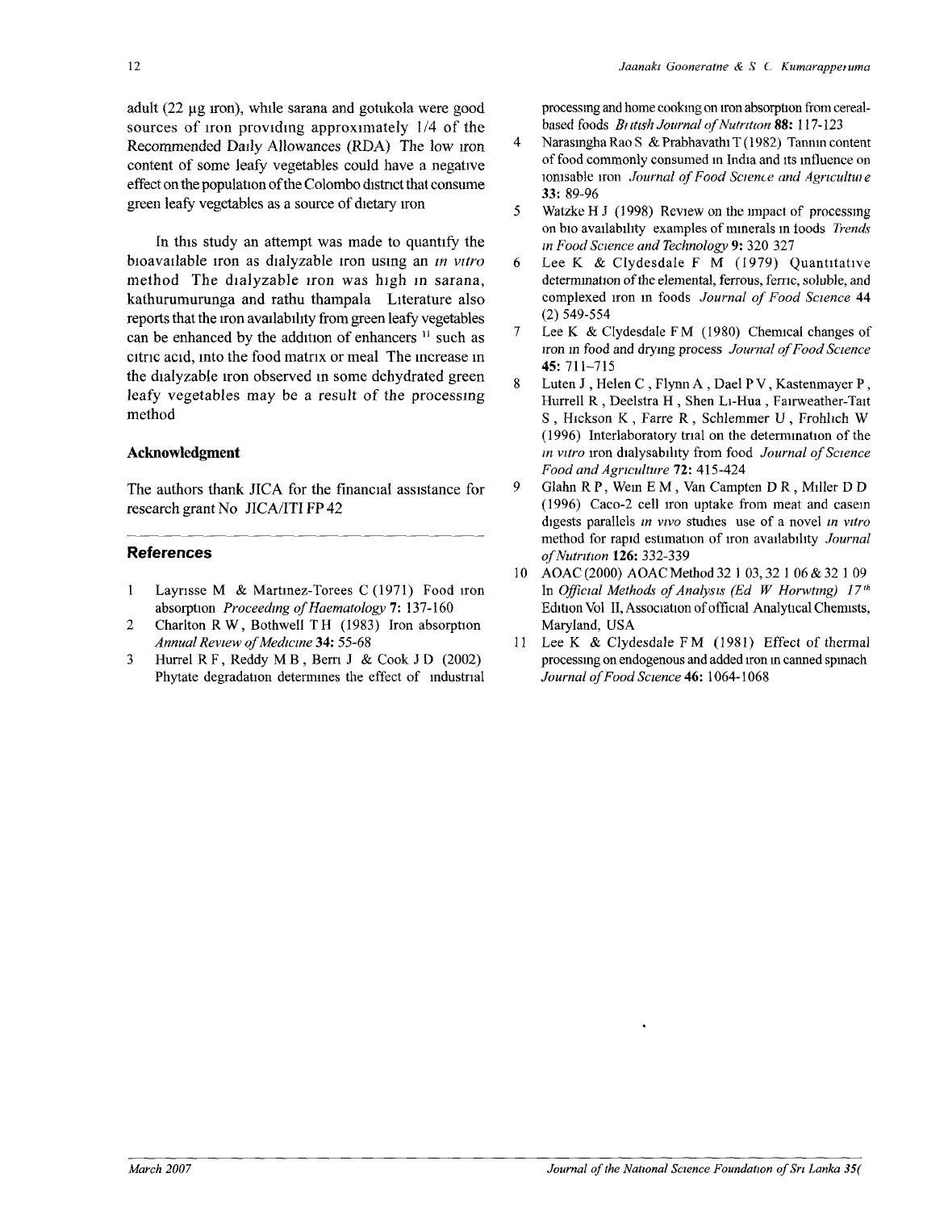adult (22 μg iron), while sarana and gotukola were good sources of iron providing approximately 1/4 of the Recommended Daily Allowances (RDA) The low iron content of some leafy vegetables could have a negative effect on the population of the Colombo district that consume green leafy vegetables as a source of dietary iron

In this study an attempt was made to quantify the bioavailable iron as dialyzable iron using an *in vitro* method The dialyzable iron was high in sarana, kathurumurunga and rathu thampala Literature also reports that the iron availability from green leafy vegetables can be enhanced by the addition of enhancers [11] such as citric acid, into the food matrix or meal The increase in the dialyzable iron observed in some dehydrated green leafy vegetables may be a result of the processing method

## Acknowledgment

The authors thank JICA for the financial assistance for research grant No JICA/ITI FP 42

## References

1. Layrisse M & Martinez-Torees C (1971) Food iron absorption *Proceeding of Haematology* **7:** 137-160
2. Charlton R W, Bothwell T H (1983) Iron absorption *Annual Review of Medicine* **34:** 55-68
3. Hurrel R F, Reddy M B, Berri J & Cook J D (2002) Phytate degradation determines the effect of industrial processing and home cooking on iron absorption from cereal-based foods *British Journal of Nutrition* **88:** 117-123
4. Narasingha Rao S & Prabhavathi T (1982) Tannin content of food commonly consumed in India and its influence on ionisable iron *Journal of Food Science and Agriculture* **33:** 89-96
5. Watzke H J (1998) Review on the impact of processing on bio availability examples of minerals in foods *Trends in Food Science and Technology* **9:** 320 327
6. Lee K & Clydesdale F M (1979) Quantitative determination of the elemental, ferrous, ferric, soluble, and complexed iron in foods *Journal of Food Science* **44** (2) 549-554
7. Lee K & Clydesdale F M (1980) Chemical changes of iron in food and drying process *Journal of Food Science* **45:** 711-715
8. Luten J, Helen C, Flynn A, Dael P V, Kastenmayer P, Hurrell R, Deelstra H, Shen Li-Hua, Fairweather-Tait S, Hickson K, Farre R, Schlemmer U, Frohlich W (1996) Interlaboratory trial on the determination of the *in vitro* iron dialysability from food *Journal of Science Food and Agriculture* **72:** 415-424
9. Glahn R P, Wein E M, Van Campten D R, Miller D D (1996) Caco-2 cell iron uptake from meat and casein digests parallels *in vivo* studies use of a novel *in vitro* method for rapid estimation of iron availability *Journal of Nutrition* **126:** 332-339
10. AOAC (2000) AOAC Method 32 1 03, 32 1 06 & 32 1 09 In *Official Methods of Analysis (Ed W Horwting) 17th* Edition Vol II, Association of official Analytical Chemists, Maryland, USA
11. Lee K & Clydesdale F M (1981) Effect of thermal processing on endogenous and added iron in canned spinach *Journal of Food Science* **46:** 1064-1068